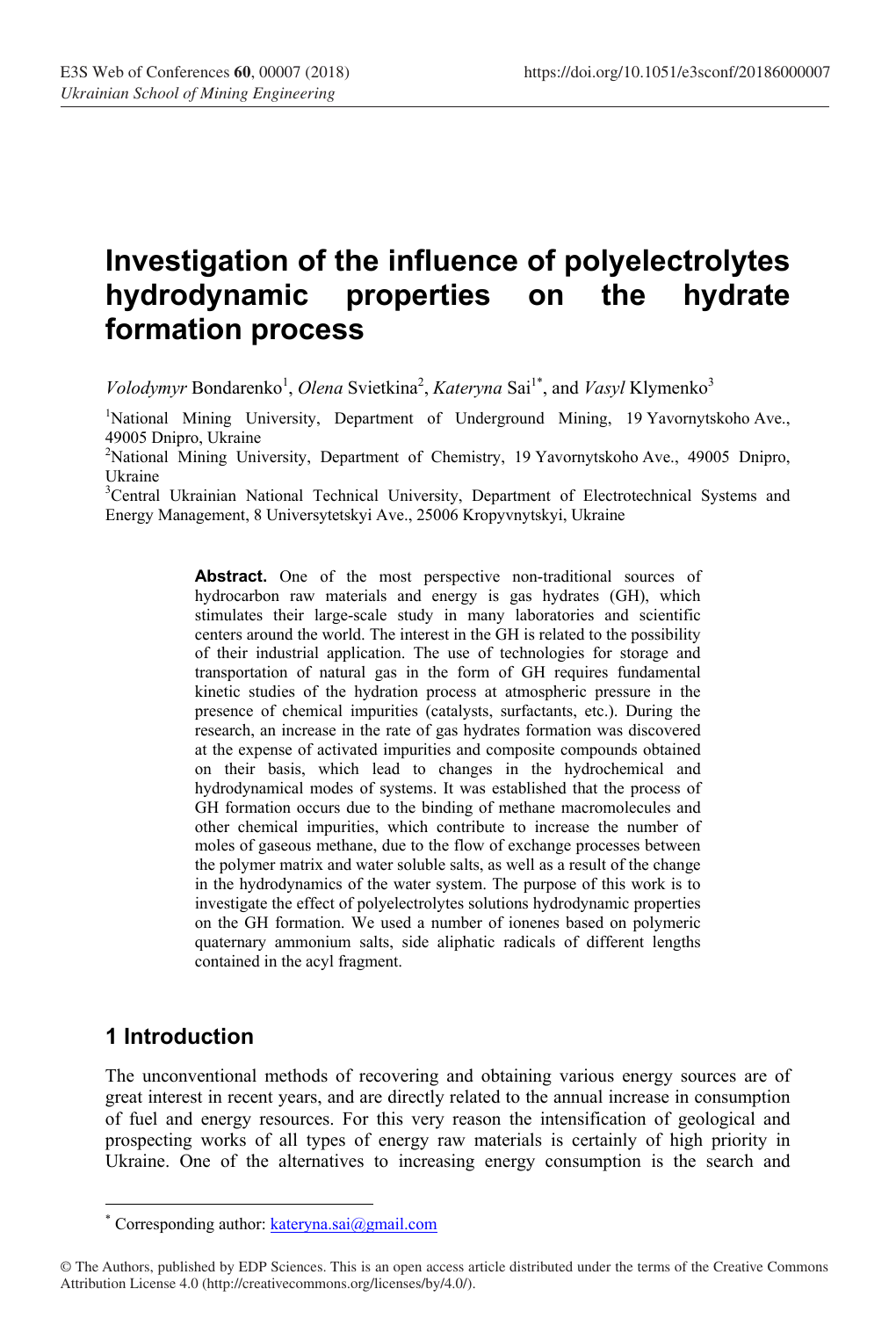# Investigation of the influence of polyelectrolytes hydrodynamic properties on the hydrate formation process

*Volodymyr* Bondarenko[1], *Olena* Svietkina[2], *Kateryna* Sai[1*], and *Vasyl* Klymenko[3]

[1]National Mining University, Department of Underground Mining, 19 Yavornytskoho Ave., 49005 Dnipro, Ukraine

[2]National Mining University, Department of Chemistry, 19 Yavornytskoho Ave., 49005 Dnipro, Ukraine

[3]Central Ukrainian National Technical University, Department of Electrotechnical Systems and Energy Management, 8 Universytetskyi Ave., 25006 Kropyvnytskyi, Ukraine

**Abstract.** One of the most perspective non-traditional sources of hydrocarbon raw materials and energy is gas hydrates (GH), which stimulates their large-scale study in many laboratories and scientific centers around the world. The interest in the GH is related to the possibility of their industrial application. The use of technologies for storage and transportation of natural gas in the form of GH requires fundamental kinetic studies of the hydration process at atmospheric pressure in the presence of chemical impurities (catalysts, surfactants, etc.). During the research, an increase in the rate of gas hydrates formation was discovered at the expense of activated impurities and composite compounds obtained on their basis, which lead to changes in the hydrochemical and hydrodynamical modes of systems. It was established that the process of GH formation occurs due to the binding of methane macromolecules and other chemical impurities, which contribute to increase the number of moles of gaseous methane, due to the flow of exchange processes between the polymer matrix and water soluble salts, as well as a result of the change in the hydrodynamics of the water system. The purpose of this work is to investigate the effect of polyelectrolytes solutions hydrodynamic properties on the GH formation. We used a number of ionenes based on polymeric quaternary ammonium salts, side aliphatic radicals of different lengths contained in the acyl fragment.

## 1 Introduction

The unconventional methods of recovering and obtaining various energy sources are of great interest in recent years, and are directly related to the annual increase in consumption of fuel and energy resources. For this very reason the intensification of geological and prospecting works of all types of energy raw materials is certainly of high priority in Ukraine. One of the alternatives to increasing energy consumption is the search and

---

\* Corresponding author: kateryna.sai@gmail.com

© The Authors, published by EDP Sciences. This is an open access article distributed under the terms of the Creative Commons Attribution License 4.0 (http://creativecommons.org/licenses/by/4.0/).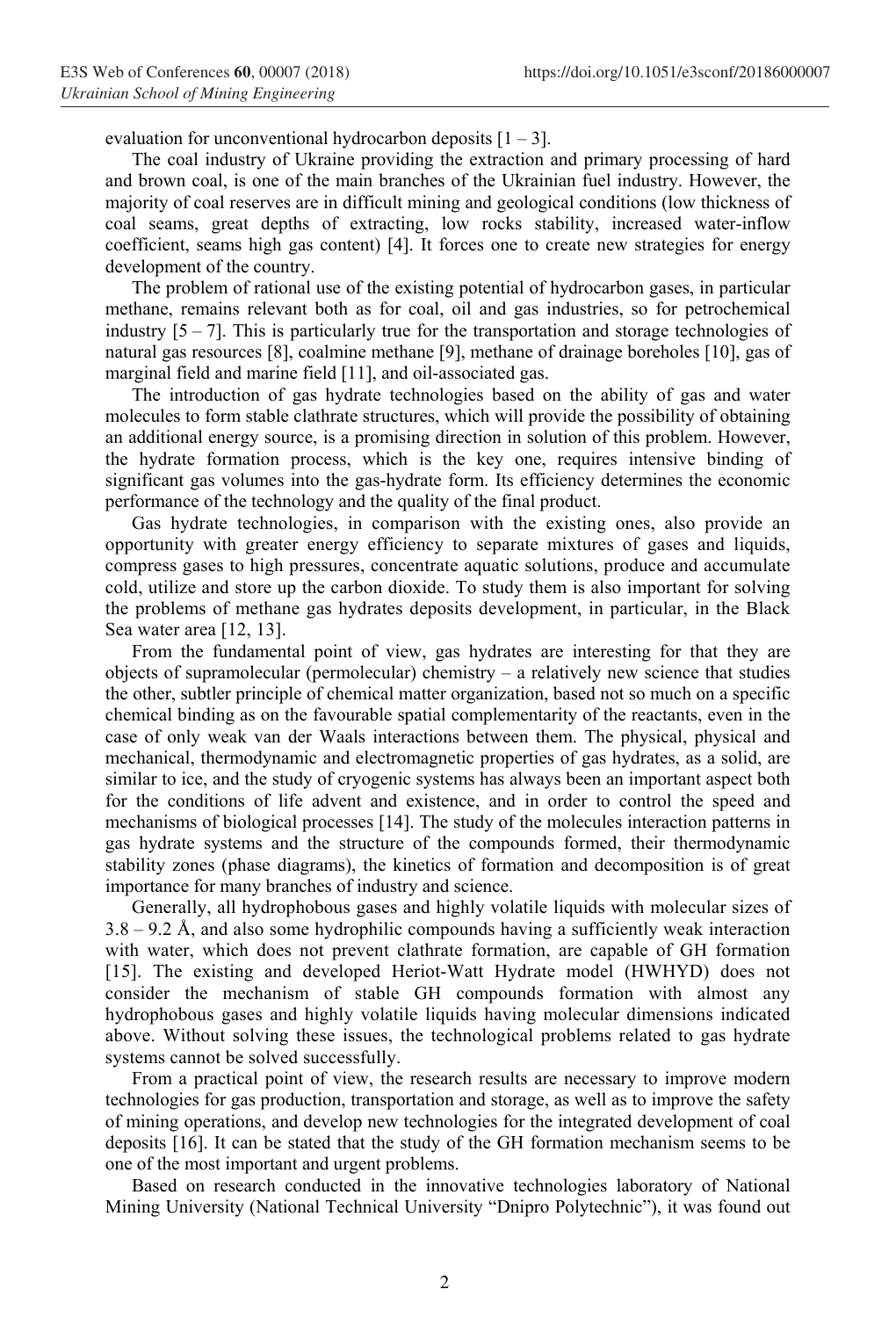evaluation for unconventional hydrocarbon deposits [1 – 3].

The coal industry of Ukraine providing the extraction and primary processing of hard and brown coal, is one of the main branches of the Ukrainian fuel industry. However, the majority of coal reserves are in difficult mining and geological conditions (low thickness of coal seams, great depths of extracting, low rocks stability, increased water-inflow coefficient, seams high gas content) [4]. It forces one to create new strategies for energy development of the country.

The problem of rational use of the existing potential of hydrocarbon gases, in particular methane, remains relevant both as for coal, oil and gas industries, so for petrochemical industry [5 – 7]. This is particularly true for the transportation and storage technologies of natural gas resources [8], coalmine methane [9], methane of drainage boreholes [10], gas of marginal field and marine field [11], and oil-associated gas.

The introduction of gas hydrate technologies based on the ability of gas and water molecules to form stable clathrate structures, which will provide the possibility of obtaining an additional energy source, is a promising direction in solution of this problem. However, the hydrate formation process, which is the key one, requires intensive binding of significant gas volumes into the gas-hydrate form. Its efficiency determines the economic performance of the technology and the quality of the final product.

Gas hydrate technologies, in comparison with the existing ones, also provide an opportunity with greater energy efficiency to separate mixtures of gases and liquids, compress gases to high pressures, concentrate aquatic solutions, produce and accumulate cold, utilize and store up the carbon dioxide. To study them is also important for solving the problems of methane gas hydrates deposits development, in particular, in the Black Sea water area [12, 13].

From the fundamental point of view, gas hydrates are interesting for that they are objects of supramolecular (permolecular) chemistry – a relatively new science that studies the other, subtler principle of chemical matter organization, based not so much on a specific chemical binding as on the favourable spatial complementarity of the reactants, even in the case of only weak van der Waals interactions between them. The physical, physical and mechanical, thermodynamic and electromagnetic properties of gas hydrates, as a solid, are similar to ice, and the study of cryogenic systems has always been an important aspect both for the conditions of life advent and existence, and in order to control the speed and mechanisms of biological processes [14]. The study of the molecules interaction patterns in gas hydrate systems and the structure of the compounds formed, their thermodynamic stability zones (phase diagrams), the kinetics of formation and decomposition is of great importance for many branches of industry and science.

Generally, all hydrophobous gases and highly volatile liquids with molecular sizes of 3.8 – 9.2 Å, and also some hydrophilic compounds having a sufficiently weak interaction with water, which does not prevent clathrate formation, are capable of GH formation [15]. The existing and developed Heriot-Watt Hydrate model (HWHYD) does not consider the mechanism of stable GH compounds formation with almost any hydrophobous gases and highly volatile liquids having molecular dimensions indicated above. Without solving these issues, the technological problems related to gas hydrate systems cannot be solved successfully.

From a practical point of view, the research results are necessary to improve modern technologies for gas production, transportation and storage, as well as to improve the safety of mining operations, and develop new technologies for the integrated development of coal deposits [16]. It can be stated that the study of the GH formation mechanism seems to be one of the most important and urgent problems.

Based on research conducted in the innovative technologies laboratory of National Mining University (National Technical University "Dnipro Polytechnic"), it was found out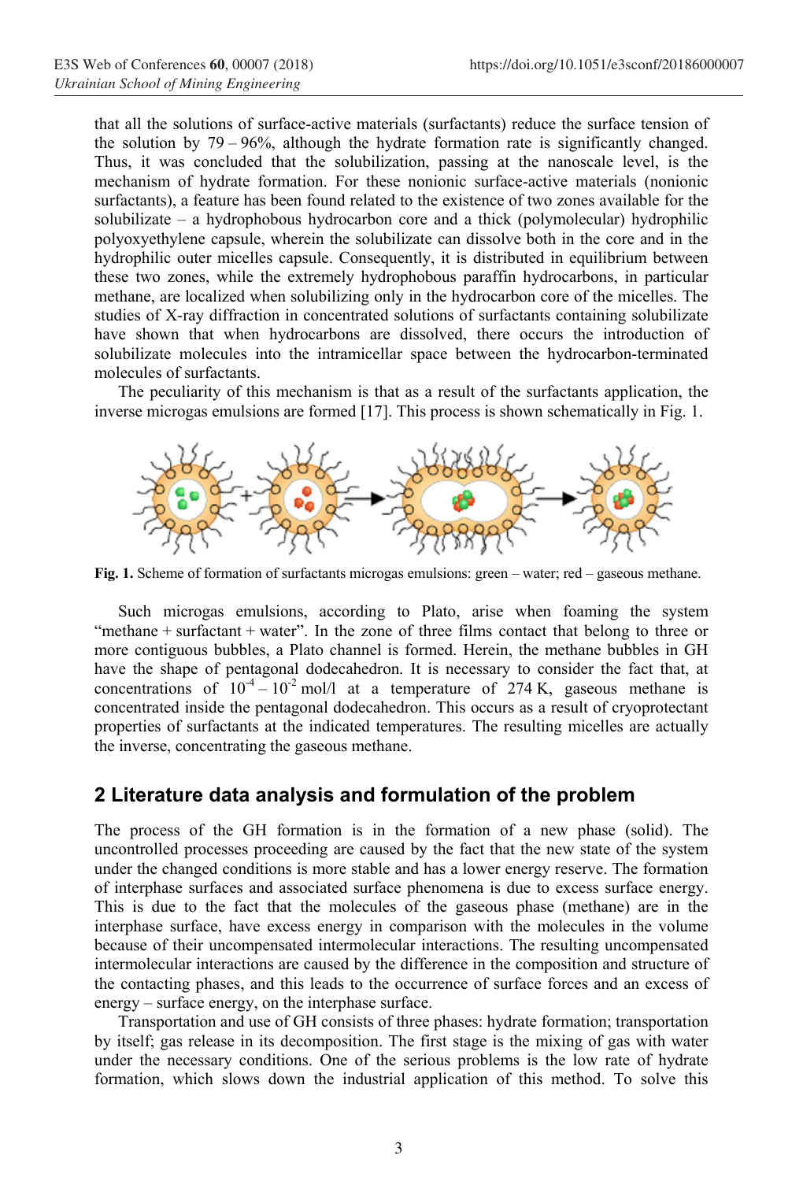that all the solutions of surface-active materials (surfactants) reduce the surface tension of the solution by 79 – 96%, although the hydrate formation rate is significantly changed. Thus, it was concluded that the solubilization, passing at the nanoscale level, is the mechanism of hydrate formation. For these nonionic surface-active materials (nonionic surfactants), a feature has been found related to the existence of two zones available for the solubilizate – a hydrophobous hydrocarbon core and a thick (polymolecular) hydrophilic polyoxyethylene capsule, wherein the solubilizate can dissolve both in the core and in the hydrophilic outer micelles capsule. Consequently, it is distributed in equilibrium between these two zones, while the extremely hydrophobous paraffin hydrocarbons, in particular methane, are localized when solubilizing only in the hydrocarbon core of the micelles. The studies of X-ray diffraction in concentrated solutions of surfactants containing solubilizate have shown that when hydrocarbons are dissolved, there occurs the introduction of solubilizate molecules into the intramicellar space between the hydrocarbon-terminated molecules of surfactants.

The peculiarity of this mechanism is that as a result of the surfactants application, the inverse microgas emulsions are formed [17]. This process is shown schematically in Fig. 1.

**Fig. 1.** Scheme of formation of surfactants microgas emulsions: green – water; red – gaseous methane.

Such microgas emulsions, according to Plato, arise when foaming the system "methane + surfactant + water". In the zone of three films contact that belong to three or more contiguous bubbles, a Plato channel is formed. Herein, the methane bubbles in GH have the shape of pentagonal dodecahedron. It is necessary to consider the fact that, at concentrations of $10^{-4} – 10^{-2}$ mol/l at a temperature of 274 K, gaseous methane is concentrated inside the pentagonal dodecahedron. This occurs as a result of cryoprotectant properties of surfactants at the indicated temperatures. The resulting micelles are actually the inverse, concentrating the gaseous methane.

## 2 Literature data analysis and formulation of the problem

The process of the GH formation is in the formation of a new phase (solid). The uncontrolled processes proceeding are caused by the fact that the new state of the system under the changed conditions is more stable and has a lower energy reserve. The formation of interphase surfaces and associated surface phenomena is due to excess surface energy. This is due to the fact that the molecules of the gaseous phase (methane) are in the interphase surface, have excess energy in comparison with the molecules in the volume because of their uncompensated intermolecular interactions. The resulting uncompensated intermolecular interactions are caused by the difference in the composition and structure of the contacting phases, and this leads to the occurrence of surface forces and an excess of energy – surface energy, on the interphase surface.

Transportation and use of GH consists of three phases: hydrate formation; transportation by itself; gas release in its decomposition. The first stage is the mixing of gas with water under the necessary conditions. One of the serious problems is the low rate of hydrate formation, which slows down the industrial application of this method. To solve this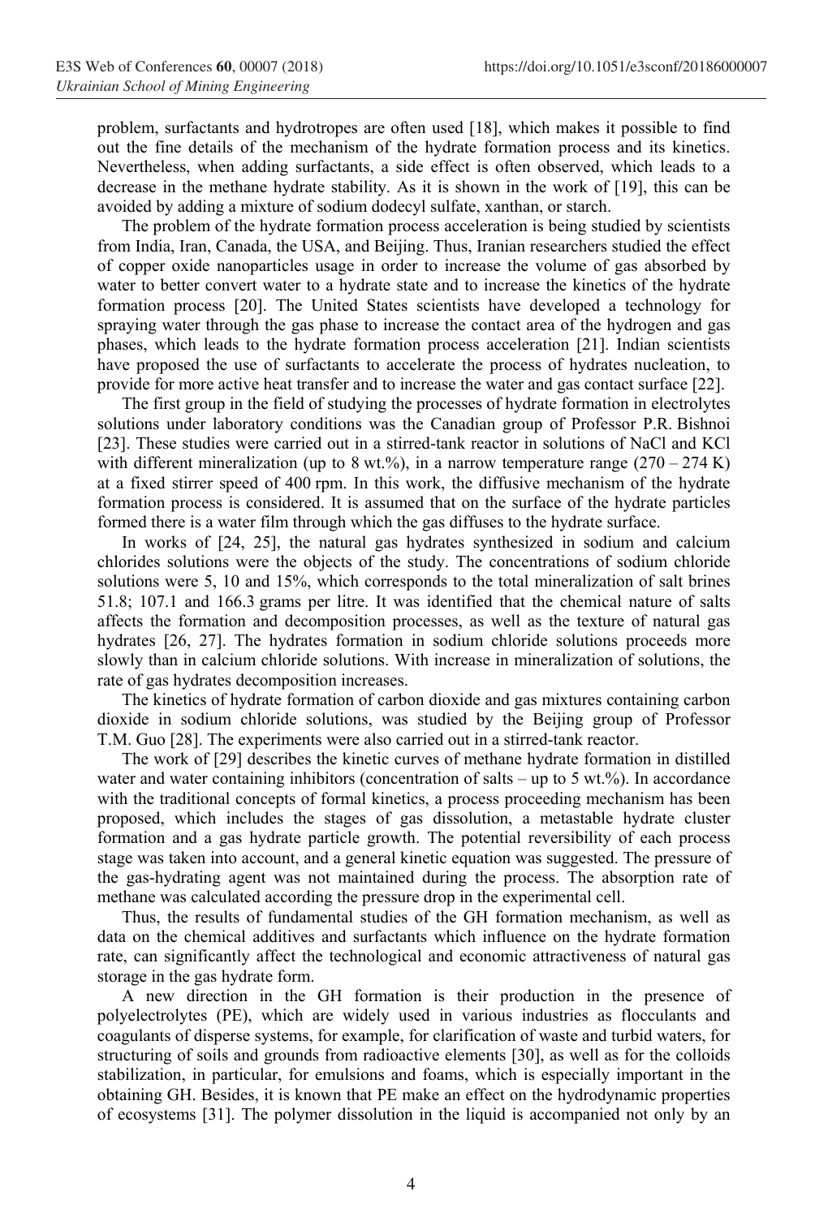problem, surfactants and hydrotropes are often used [18], which makes it possible to find out the fine details of the mechanism of the hydrate formation process and its kinetics. Nevertheless, when adding surfactants, a side effect is often observed, which leads to a decrease in the methane hydrate stability. As it is shown in the work of [19], this can be avoided by adding a mixture of sodium dodecyl sulfate, xanthan, or starch.

The problem of the hydrate formation process acceleration is being studied by scientists from India, Iran, Canada, the USA, and Beijing. Thus, Iranian researchers studied the effect of copper oxide nanoparticles usage in order to increase the volume of gas absorbed by water to better convert water to a hydrate state and to increase the kinetics of the hydrate formation process [20]. The United States scientists have developed a technology for spraying water through the gas phase to increase the contact area of the hydrogen and gas phases, which leads to the hydrate formation process acceleration [21]. Indian scientists have proposed the use of surfactants to accelerate the process of hydrates nucleation, to provide for more active heat transfer and to increase the water and gas contact surface [22].

The first group in the field of studying the processes of hydrate formation in electrolytes solutions under laboratory conditions was the Canadian group of Professor P.R. Bishnoi [23]. These studies were carried out in a stirred-tank reactor in solutions of NaCl and KCl with different mineralization (up to 8 wt.%), in a narrow temperature range (270 – 274 K) at a fixed stirrer speed of 400 rpm. In this work, the diffusive mechanism of the hydrate formation process is considered. It is assumed that on the surface of the hydrate particles formed there is a water film through which the gas diffuses to the hydrate surface.

In works of [24, 25], the natural gas hydrates synthesized in sodium and calcium chlorides solutions were the objects of the study. The concentrations of sodium chloride solutions were 5, 10 and 15%, which corresponds to the total mineralization of salt brines 51.8; 107.1 and 166.3 grams per litre. It was identified that the chemical nature of salts affects the formation and decomposition processes, as well as the texture of natural gas hydrates [26, 27]. The hydrates formation in sodium chloride solutions proceeds more slowly than in calcium chloride solutions. With increase in mineralization of solutions, the rate of gas hydrates decomposition increases.

The kinetics of hydrate formation of carbon dioxide and gas mixtures containing carbon dioxide in sodium chloride solutions, was studied by the Beijing group of Professor T.M. Guo [28]. The experiments were also carried out in a stirred-tank reactor.

The work of [29] describes the kinetic curves of methane hydrate formation in distilled water and water containing inhibitors (concentration of salts – up to 5 wt.%). In accordance with the traditional concepts of formal kinetics, a process proceeding mechanism has been proposed, which includes the stages of gas dissolution, a metastable hydrate cluster formation and a gas hydrate particle growth. The potential reversibility of each process stage was taken into account, and a general kinetic equation was suggested. The pressure of the gas-hydrating agent was not maintained during the process. The absorption rate of methane was calculated according the pressure drop in the experimental cell.

Thus, the results of fundamental studies of the GH formation mechanism, as well as data on the chemical additives and surfactants which influence on the hydrate formation rate, can significantly affect the technological and economic attractiveness of natural gas storage in the gas hydrate form.

A new direction in the GH formation is their production in the presence of polyelectrolytes (PE), which are widely used in various industries as flocculants and coagulants of disperse systems, for example, for clarification of waste and turbid waters, for structuring of soils and grounds from radioactive elements [30], as well as for the colloids stabilization, in particular, for emulsions and foams, which is especially important in the obtaining GH. Besides, it is known that PE make an effect on the hydrodynamic properties of ecosystems [31]. The polymer dissolution in the liquid is accompanied not only by an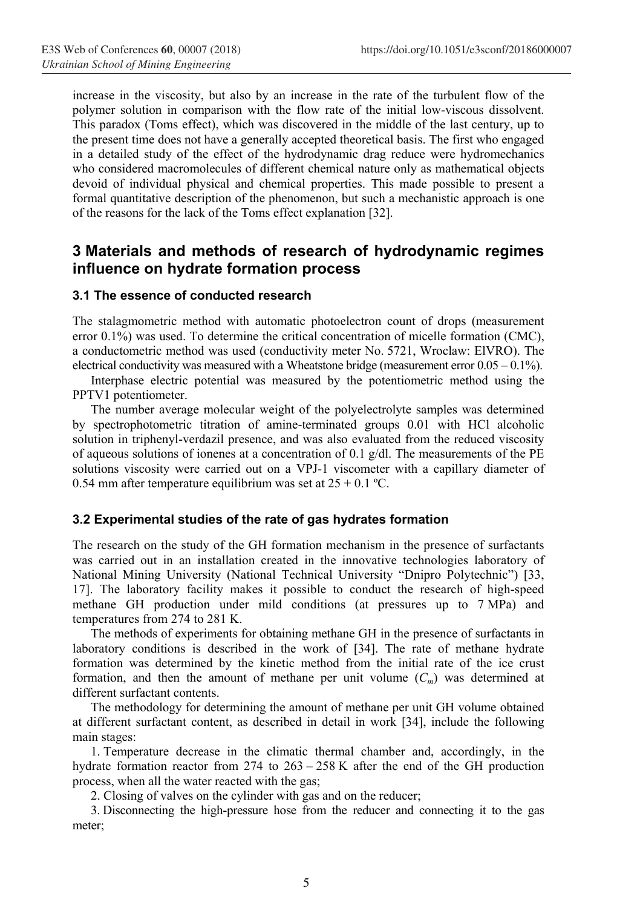increase in the viscosity, but also by an increase in the rate of the turbulent flow of the polymer solution in comparison with the flow rate of the initial low-viscous dissolvent. This paradox (Toms effect), which was discovered in the middle of the last century, up to the present time does not have a generally accepted theoretical basis. The first who engaged in a detailed study of the effect of the hydrodynamic drag reduce were hydromechanics who considered macromolecules of different chemical nature only as mathematical objects devoid of individual physical and chemical properties. This made possible to present a formal quantitative description of the phenomenon, but such a mechanistic approach is one of the reasons for the lack of the Toms effect explanation [32].

## 3 Materials and methods of research of hydrodynamic regimes influence on hydrate formation process

### 3.1 The essence of conducted research

The stalagmometric method with automatic photoelectron count of drops (measurement error 0.1%) was used. To determine the critical concentration of micelle formation (CMC), a conductometric method was used (conductivity meter No. 5721, Wroclaw: ElVRO). The electrical conductivity was measured with a Wheatstone bridge (measurement error 0.05 – 0.1%).

Interphase electric potential was measured by the potentiometric method using the PPTV1 potentiometer.

The number average molecular weight of the polyelectrolyte samples was determined by spectrophotometric titration of amine-terminated groups 0.01 with HCl alcoholic solution in triphenyl-verdazil presence, and was also evaluated from the reduced viscosity of aqueous solutions of ionenes at a concentration of 0.1 g/dl. The measurements of the PE solutions viscosity were carried out on a VPJ-1 viscometer with a capillary diameter of 0.54 mm after temperature equilibrium was set at 25 + 0.1 ºC.

### 3.2 Experimental studies of the rate of gas hydrates formation

The research on the study of the GH formation mechanism in the presence of surfactants was carried out in an installation created in the innovative technologies laboratory of National Mining University (National Technical University "Dnipro Polytechnic") [33, 17]. The laboratory facility makes it possible to conduct the research of high-speed methane GH production under mild conditions (at pressures up to 7 MPa) and temperatures from 274 to 281 K.

The methods of experiments for obtaining methane GH in the presence of surfactants in laboratory conditions is described in the work of [34]. The rate of methane hydrate formation was determined by the kinetic method from the initial rate of the ice crust formation, and then the amount of methane per unit volume ($C_m$) was determined at different surfactant contents.

The methodology for determining the amount of methane per unit GH volume obtained at different surfactant content, as described in detail in work [34], include the following main stages:

1. Temperature decrease in the climatic thermal chamber and, accordingly, in the hydrate formation reactor from 274 to 263 – 258 K after the end of the GH production process, when all the water reacted with the gas;
2. Closing of valves on the cylinder with gas and on the reducer;
3. Disconnecting the high-pressure hose from the reducer and connecting it to the gas meter;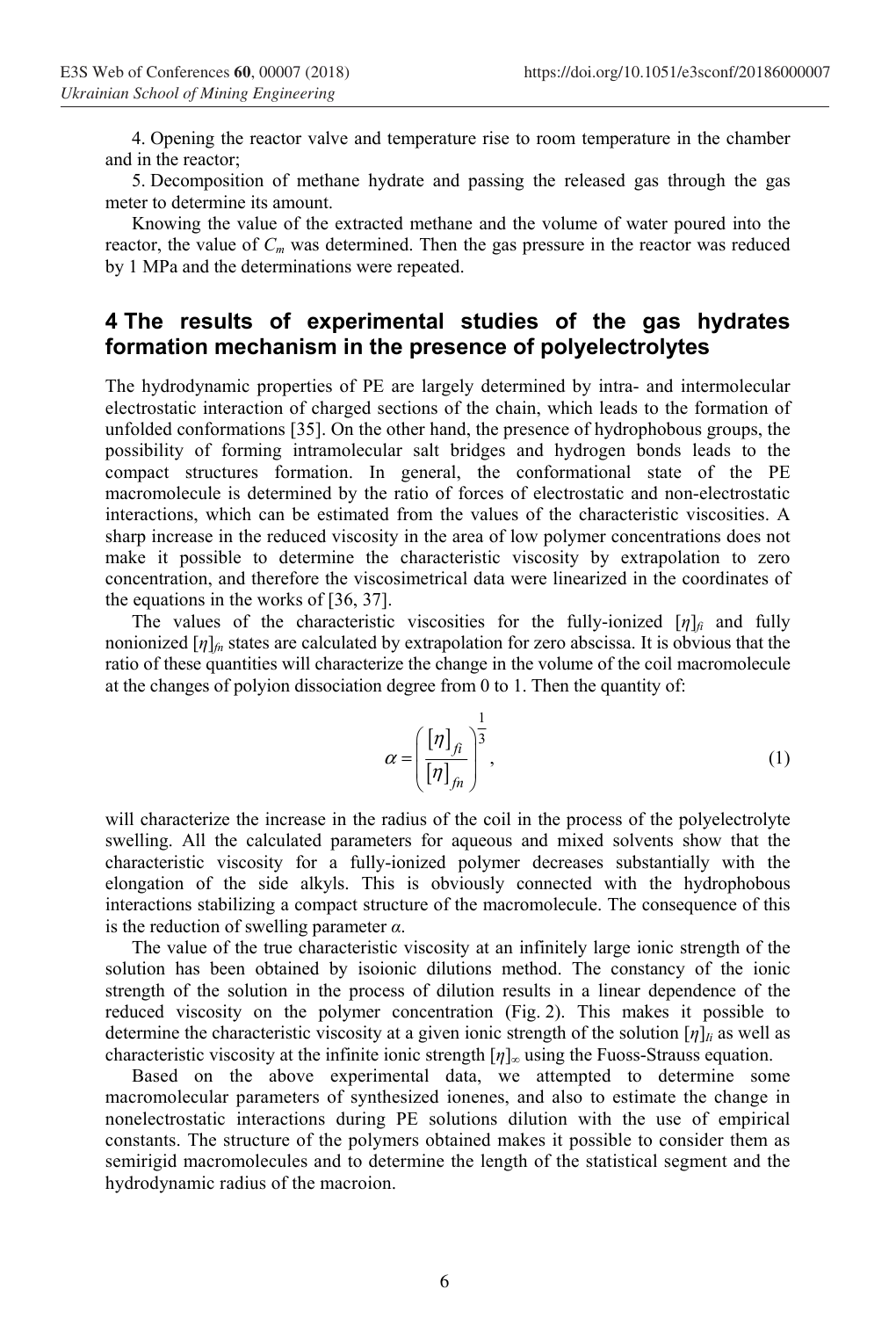4. Opening the reactor valve and temperature rise to room temperature in the chamber and in the reactor;

5. Decomposition of methane hydrate and passing the released gas through the gas meter to determine its amount.

Knowing the value of the extracted methane and the volume of water poured into the reactor, the value of $C_m$ was determined. Then the gas pressure in the reactor was reduced by 1 MPa and the determinations were repeated.

## 4 The results of experimental studies of the gas hydrates formation mechanism in the presence of polyelectrolytes

The hydrodynamic properties of PE are largely determined by intra- and intermolecular electrostatic interaction of charged sections of the chain, which leads to the formation of unfolded conformations [35]. On the other hand, the presence of hydrophobous groups, the possibility of forming intramolecular salt bridges and hydrogen bonds leads to the compact structures formation. In general, the conformational state of the PE macromolecule is determined by the ratio of forces of electrostatic and non-electrostatic interactions, which can be estimated from the values of the characteristic viscosities. A sharp increase in the reduced viscosity in the area of low polymer concentrations does not make it possible to determine the characteristic viscosity by extrapolation to zero concentration, and therefore the viscosimetrical data were linearized in the coordinates of the equations in the works of [36, 37].

The values of the characteristic viscosities for the fully-ionized $[\eta]_{fi}$ and fully nonionized $[\eta]_{fn}$ states are calculated by extrapolation for zero abscissa. It is obvious that the ratio of these quantities will characterize the change in the volume of the coil macromolecule at the changes of polyion dissociation degree from 0 to 1. Then the quantity of:

$$\alpha = \left( \frac{[\eta]_{fi}}{[\eta]_{fn}} \right)^{\frac{1}{3}}, \tag{1}$$

will characterize the increase in the radius of the coil in the process of the polyelectrolyte swelling. All the calculated parameters for aqueous and mixed solvents show that the characteristic viscosity for a fully-ionized polymer decreases substantially with the elongation of the side alkyls. This is obviously connected with the hydrophobous interactions stabilizing a compact structure of the macromolecule. The consequence of this is the reduction of swelling parameter $\alpha$.

The value of the true characteristic viscosity at an infinitely large ionic strength of the solution has been obtained by isoionic dilutions method. The constancy of the ionic strength of the solution in the process of dilution results in a linear dependence of the reduced viscosity on the polymer concentration (Fig. 2). This makes it possible to determine the characteristic viscosity at a given ionic strength of the solution $[\eta]_{Ii}$ as well as characteristic viscosity at the infinite ionic strength $[\eta]_{\infty}$ using the Fuoss-Strauss equation.

Based on the above experimental data, we attempted to determine some macromolecular parameters of synthesized ionenes, and also to estimate the change in nonelectrostatic interactions during PE solutions dilution with the use of empirical constants. The structure of the polymers obtained makes it possible to consider them as semirigid macromolecules and to determine the length of the statistical segment and the hydrodynamic radius of the macroion.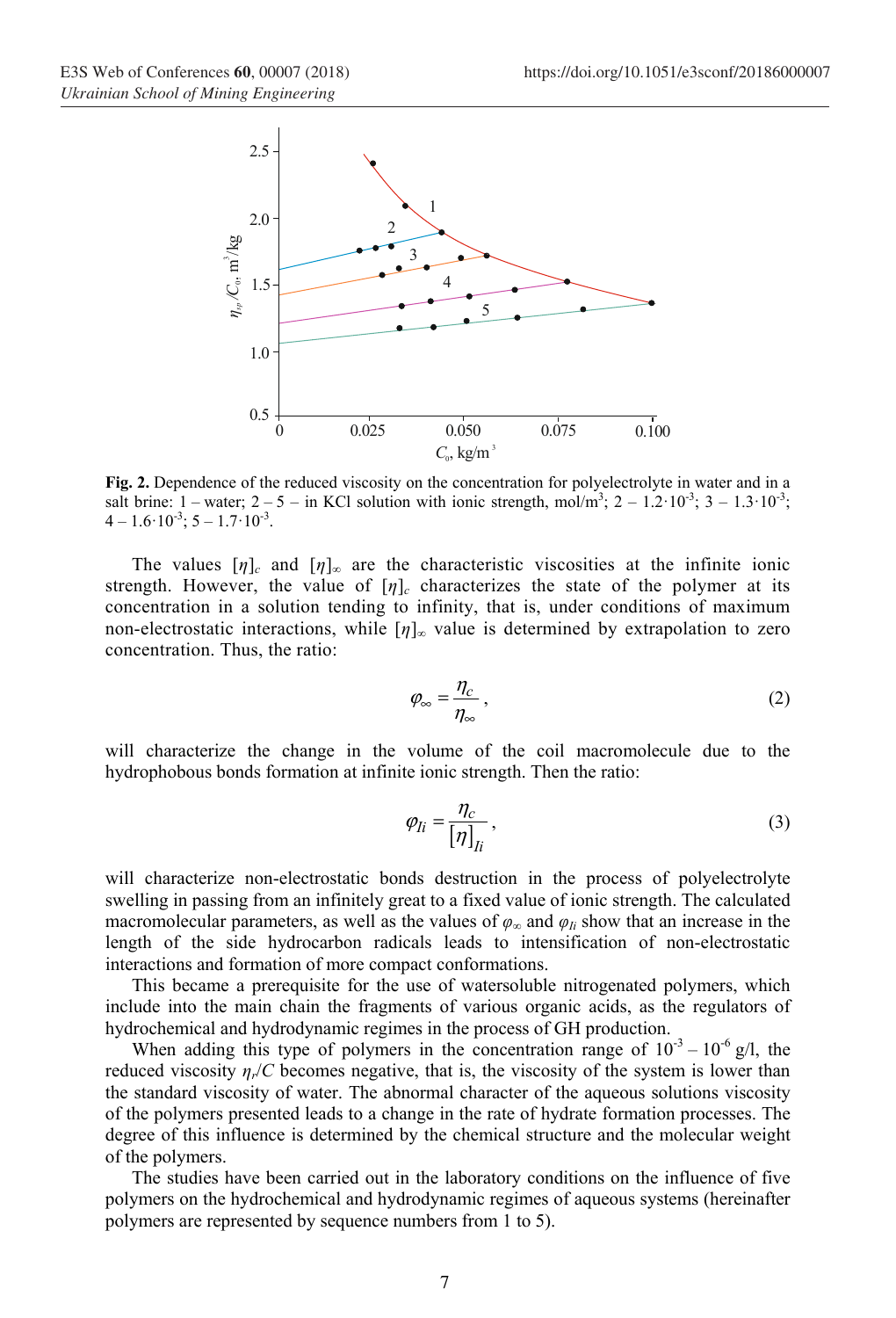**Fig. 2.** Dependence of the reduced viscosity on the concentration for polyelectrolyte in water and in a salt brine: 1 – water; 2 – 5 – in KCl solution with ionic strength, mol/m$^3$; 2 – $1.2\cdot10^{-3}$; 3 – $1.3\cdot10^{-3}$; 4 – $1.6\cdot10^{-3}$; 5 – $1.7\cdot10^{-3}$.

The values $[\eta]_c$ and $[\eta]_\infty$ are the characteristic viscosities at the infinite ionic strength. However, the value of $[\eta]_c$ characterizes the state of the polymer at its concentration in a solution tending to infinity, that is, under conditions of maximum non-electrostatic interactions, while $[\eta]_\infty$ value is determined by extrapolation to zero concentration. Thus, the ratio:

$$\varphi_\infty = \frac{\eta_c}{\eta_\infty}, \tag{2}$$

will characterize the change in the volume of the coil macromolecule due to the hydrophobous bonds formation at infinite ionic strength. Then the ratio:

$$\varphi_{Ii} = \frac{\eta_c}{[\eta]_{Ii}}, \tag{3}$$

will characterize non-electrostatic bonds destruction in the process of polyelectrolyte swelling in passing from an infinitely great to a fixed value of ionic strength. The calculated macromolecular parameters, as well as the values of $\varphi_\infty$ and $\varphi_{Ii}$ show that an increase in the length of the side hydrocarbon radicals leads to intensification of non-electrostatic interactions and formation of more compact conformations.

This became a prerequisite for the use of watersoluble nitrogenated polymers, which include into the main chain the fragments of various organic acids, as the regulators of hydrochemical and hydrodynamic regimes in the process of GH production.

When adding this type of polymers in the concentration range of $10^{-3}$ – $10^{-6}$ g/l, the reduced viscosity $\eta_r/C$ becomes negative, that is, the viscosity of the system is lower than the standard viscosity of water. The abnormal character of the aqueous solutions viscosity of the polymers presented leads to a change in the rate of hydrate formation processes. The degree of this influence is determined by the chemical structure and the molecular weight of the polymers.

The studies have been carried out in the laboratory conditions on the influence of five polymers on the hydrochemical and hydrodynamic regimes of aqueous systems (hereinafter polymers are represented by sequence numbers from 1 to 5).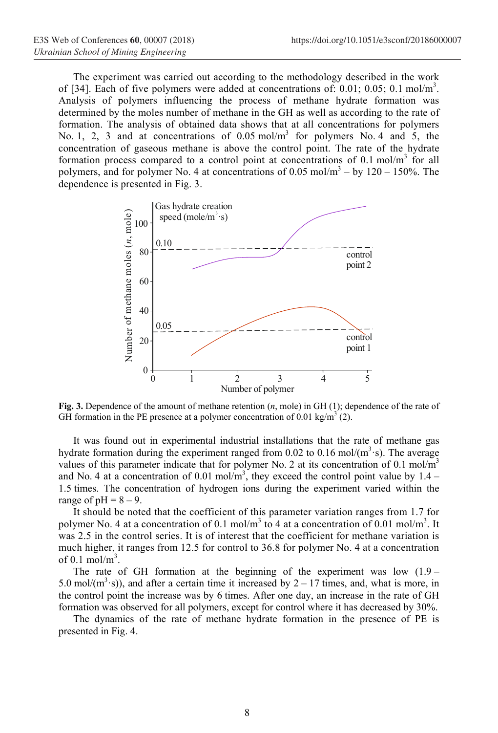The experiment was carried out according to the methodology described in the work of [34]. Each of five polymers were added at concentrations of: 0.01; 0.05; 0.1 mol/m$^3$. Analysis of polymers influencing the process of methane hydrate formation was determined by the moles number of methane in the GH as well as according to the rate of formation. The analysis of obtained data shows that at all concentrations for polymers No. 1, 2, 3 and at concentrations of 0.05 mol/m$^3$ for polymers No. 4 and 5, the concentration of gaseous methane is above the control point. The rate of the hydrate formation process compared to a control point at concentrations of 0.1 mol/m$^3$ for all polymers, and for polymer No. 4 at concentrations of 0.05 mol/m$^3$ – by 120 – 150%. The dependence is presented in Fig. 3.

**Fig. 3.** Dependence of the amount of methane retention ($n$, mole) in GH (1); dependence of the rate of GH formation in the PE presence at a polymer concentration of 0.01 kg/m$^3$ (2).

It was found out in experimental industrial installations that the rate of methane gas hydrate formation during the experiment ranged from 0.02 to 0.16 mol/(m$^3$·s). The average values of this parameter indicate that for polymer No. 2 at its concentration of 0.1 mol/m$^3$ and No. 4 at a concentration of 0.01 mol/m$^3$, they exceed the control point value by 1.4 – 1.5 times. The concentration of hydrogen ions during the experiment varied within the range of pH = 8 – 9.

It should be noted that the coefficient of this parameter variation ranges from 1.7 for polymer No. 4 at a concentration of 0.1 mol/m$^3$ to 4 at a concentration of 0.01 mol/m$^3$. It was 2.5 in the control series. It is of interest that the coefficient for methane variation is much higher, it ranges from 12.5 for control to 36.8 for polymer No. 4 at a concentration of 0.1 mol/m$^3$.

The rate of GH formation at the beginning of the experiment was low (1.9 – 5.0 mol/(m$^3$·s)), and after a certain time it increased by 2 – 17 times, and, what is more, in the control point the increase was by 6 times. After one day, an increase in the rate of GH formation was observed for all polymers, except for control where it has decreased by 30%.

The dynamics of the rate of methane hydrate formation in the presence of PE is presented in Fig. 4.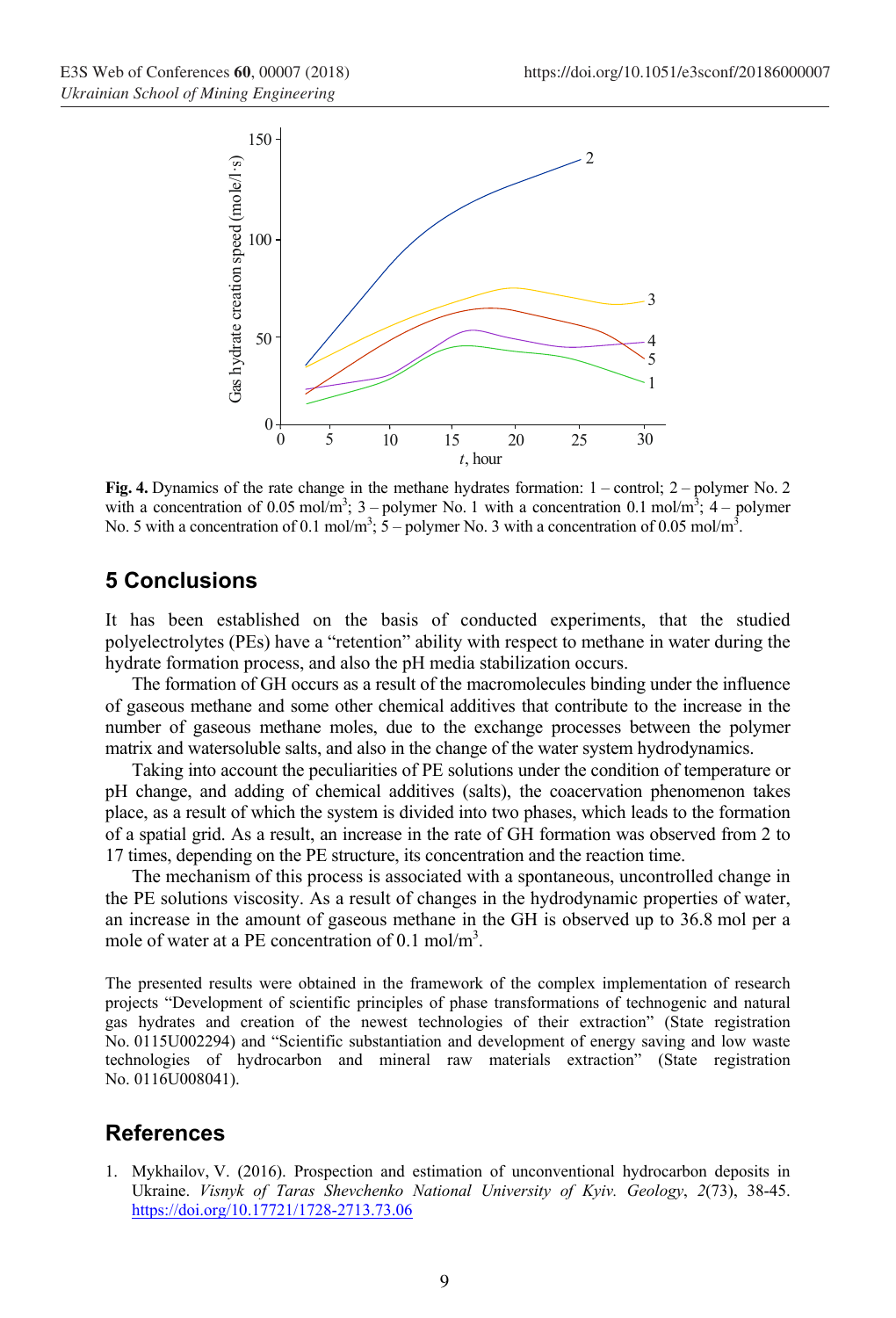**Fig. 4.** Dynamics of the rate change in the methane hydrates formation: 1 – control; 2 – polymer No. 2 with a concentration of 0.05 mol/m$^3$; 3 – polymer No. 1 with a concentration 0.1 mol/m$^3$; 4 – polymer No. 5 with a concentration of 0.1 mol/m$^3$; 5 – polymer No. 3 with a concentration of 0.05 mol/m$^3$.

## 5 Conclusions

It has been established on the basis of conducted experiments, that the studied polyelectrolytes (PEs) have a "retention" ability with respect to methane in water during the hydrate formation process, and also the pH media stabilization occurs.

The formation of GH occurs as a result of the macromolecules binding under the influence of gaseous methane and some other chemical additives that contribute to the increase in the number of gaseous methane moles, due to the exchange processes between the polymer matrix and watersoluble salts, and also in the change of the water system hydrodynamics.

Taking into account the peculiarities of PE solutions under the condition of temperature or pH change, and adding of chemical additives (salts), the coacervation phenomenon takes place, as a result of which the system is divided into two phases, which leads to the formation of a spatial grid. As a result, an increase in the rate of GH formation was observed from 2 to 17 times, depending on the PE structure, its concentration and the reaction time.

The mechanism of this process is associated with a spontaneous, uncontrolled change in the PE solutions viscosity. As a result of changes in the hydrodynamic properties of water, an increase in the amount of gaseous methane in the GH is observed up to 36.8 mol per a mole of water at a PE concentration of 0.1 mol/m$^3$.

The presented results were obtained in the framework of the complex implementation of research projects "Development of scientific principles of phase transformations of technogenic and natural gas hydrates and creation of the newest technologies of their extraction" (State registration No. 0115U002294) and "Scientific substantiation and development of energy saving and low waste technologies of hydrocarbon and mineral raw materials extraction" (State registration No. 0116U008041).

## References

1. Mykhailov, V. (2016). Prospection and estimation of unconventional hydrocarbon deposits in Ukraine. *Visnyk of Taras Shevchenko National University of Kyiv. Geology*, *2*(73), 38-45. https://doi.org/10.17721/1728-2713.73.06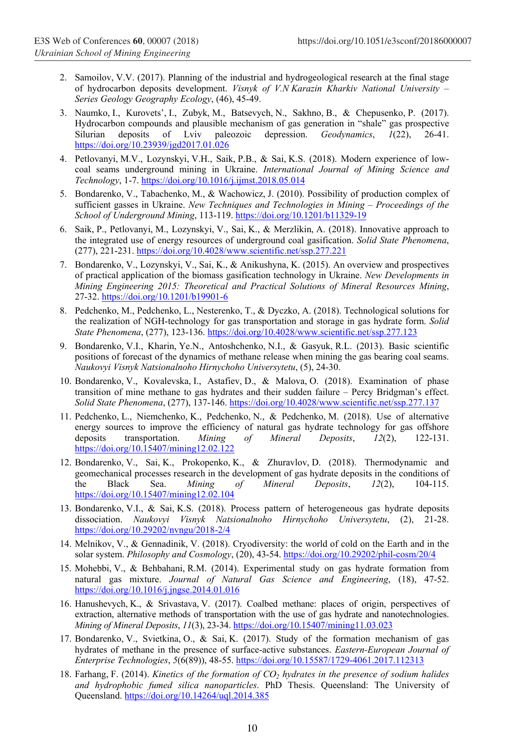2. Samoilov, V.V. (2017). Planning of the industrial and hydrogeological research at the final stage of hydrocarbon deposits development. *Visnyk of V.N Karazin Kharkiv National University – Series Geology Geography Ecology*, (46), 45-49.
3. Naumko, I., Kurovets', I., Zubyk, M., Batsevych, N., Sakhno, B., & Chepusenko, P. (2017). Hydrocarbon compounds and plausible mechanism of gas generation in "shale" gas prospective Silurian deposits of Lviv paleozoic depression. *Geodynamics*, *1*(22), 26-41. https://doi.org/10.23939/jgd2017.01.026
4. Petlovanyi, M.V., Lozynskyi, V.H., Saik, P.B., & Sai, K.S. (2018). Modern experience of low-coal seams underground mining in Ukraine. *International Journal of Mining Science and Technology*, 1-7. https://doi.org/10.1016/j.ijmst.2018.05.014
5. Bondarenko, V., Tabachenko, M., & Wachowicz, J. (2010). Possibility of production complex of sufficient gasses in Ukraine. *New Techniques and Technologies in Mining – Proceedings of the School of Underground Mining*, 113-119. https://doi.org/10.1201/b11329-19
6. Saik, P., Petlovanyi, M., Lozynskyi, V., Sai, K., & Merzlikin, A. (2018). Innovative approach to the integrated use of energy resources of underground coal gasification. *Solid State Phenomena*, (277), 221-231. https://doi.org/10.4028/www.scientific.net/ssp.277.221
7. Bondarenko, V., Lozynskyi, V., Sai, K., & Anikushyna, K. (2015). An overview and prospectives of practical application of the biomass gasification technology in Ukraine. *New Developments in Mining Engineering 2015: Theoretical and Practical Solutions of Mineral Resources Mining*, 27-32. https://doi.org/10.1201/b19901-6
8. Pedchenko, M., Pedchenko, L., Nesterenko, T., & Dyczko, A. (2018). Technological solutions for the realization of NGH-technology for gas transportation and storage in gas hydrate form. *Solid State Phenomena*, (277), 123-136. https://doi.org/10.4028/www.scientific.net/ssp.277.123
9. Bondarenko, V.I., Kharin, Ye.N., Antoshchenko, N.I., & Gasyuk, R.L. (2013). Basic scientific positions of forecast of the dynamics of methane release when mining the gas bearing coal seams. *Naukovyi Visnyk Natsionalnoho Hirnychoho Universytetu*, (5), 24-30.
10. Bondarenko, V., Kovalevska, I., Astafiev, D., & Malova, O. (2018). Examination of phase transition of mine methane to gas hydrates and their sudden failure – Percy Bridgman's effect. *Solid State Phenomena*, (277), 137-146. https://doi.org/10.4028/www.scientific.net/ssp.277.137
11. Pedchenko, L., Niemchenko, K., Pedchenko, N., & Pedchenko, M. (2018). Use of alternative energy sources to improve the efficiency of natural gas hydrate technology for gas offshore deposits transportation. *Mining of Mineral Deposits*, *12*(2), 122-131. https://doi.org/10.15407/mining12.02.122
12. Bondarenko, V., Sai, K., Prokopenko, K., & Zhuravlov, D. (2018). Thermodynamic and geomechanical processes research in the development of gas hydrate deposits in the conditions of the Black Sea. *Mining of Mineral Deposits*, *12*(2), 104-115. https://doi.org/10.15407/mining12.02.104
13. Bondarenko, V.I., & Sai, K.S. (2018). Process pattern of heterogeneous gas hydrate deposits dissociation. *Naukovyi Visnyk Natsionalnoho Hirnychoho Universytetu*, (2), 21-28. https://doi.org/10.29202/nvngu/2018-2/4
14. Melnikov, V., & Gennadinik, V. (2018). Cryodiversity: the world of cold on the Earth and in the solar system. *Philosophy and Cosmology*, (20), 43-54. https://doi.org/10.29202/phil-cosm/20/4
15. Mohebbi, V., & Behbahani, R.M. (2014). Experimental study on gas hydrate formation from natural gas mixture. *Journal of Natural Gas Science and Engineering*, (18), 47-52. https://doi.org/10.1016/j.jngse.2014.01.016
16. Hanushevych, K., & Srivastava, V. (2017). Coalbed methane: places of origin, perspectives of extraction, alternative methods of transportation with the use of gas hydrate and nanotechnologies. *Mining of Mineral Deposits*, *11*(3), 23-34. https://doi.org/10.15407/mining11.03.023
17. Bondarenko, V., Svietkina, O., & Sai, K. (2017). Study of the formation mechanism of gas hydrates of methane in the presence of surface-active substances. *Eastern-European Journal of Enterprise Technologies*, *5*(6(89)), 48-55. https://doi.org/10.15587/1729-4061.2017.112313
18. Farhang, F. (2014). *Kinetics of the formation of $CO_2$ hydrates in the presence of sodium halides and hydrophobic fumed silica nanoparticles*. PhD Thesis. Queensland: The University of Queensland. https://doi.org/10.14264/uql.2014.385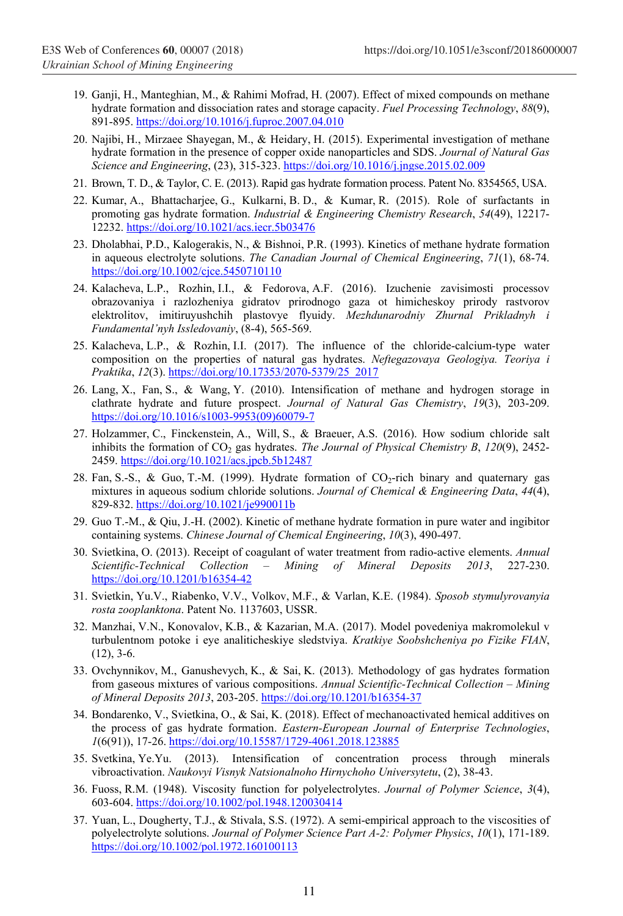19. Ganji, H., Manteghian, M., & Rahimi Mofrad, H. (2007). Effect of mixed compounds on methane hydrate formation and dissociation rates and storage capacity. *Fuel Processing Technology*, *88*(9), 891-895. https://doi.org/10.1016/j.fuproc.2007.04.010
20. Najibi, H., Mirzaee Shayegan, M., & Heidary, H. (2015). Experimental investigation of methane hydrate formation in the presence of copper oxide nanoparticles and SDS. *Journal of Natural Gas Science and Engineering*, (23), 315-323. https://doi.org/10.1016/j.jngse.2015.02.009
21. Brown, T. D., & Taylor, C. E. (2013). Rapid gas hydrate formation process. Patent No. 8354565, USA.
22. Kumar, A., Bhattacharjee, G., Kulkarni, B. D., & Kumar, R. (2015). Role of surfactants in promoting gas hydrate formation. *Industrial & Engineering Chemistry Research*, *54*(49), 12217-12232. https://doi.org/10.1021/acs.iecr.5b03476
23. Dholabhai, P.D., Kalogerakis, N., & Bishnoi, P.R. (1993). Kinetics of methane hydrate formation in aqueous electrolyte solutions. *The Canadian Journal of Chemical Engineering*, *71*(1), 68-74. https://doi.org/10.1002/cjce.5450710110
24. Kalacheva, L.P., Rozhin, I.I., & Fedorova, A.F. (2016). Izuchenie zavisimosti processov obrazovaniya i razlozheniya gidratov prirodnogo gaza ot himicheskoy prirody rastvorov elektrolitov, imitiruyushchih plastovye flyuidy. *Mezhdunarodniy Zhurnal Prikladnyh i Fundamental'nyh Issledovaniy*, (8-4), 565-569.
25. Kalacheva, L.P., & Rozhin, I.I. (2017). The influence of the chloride-calcium-type water composition on the properties of natural gas hydrates. *Neftegazovaya Geologiya. Teoriya i Praktika*, *12*(3). https://doi.org/10.17353/2070-5379/25_2017
26. Lang, X., Fan, S., & Wang, Y. (2010). Intensification of methane and hydrogen storage in clathrate hydrate and future prospect. *Journal of Natural Gas Chemistry*, *19*(3), 203-209. https://doi.org/10.1016/s1003-9953(09)60079-7
27. Holzammer, C., Finckenstein, A., Will, S., & Braeuer, A.S. (2016). How sodium chloride salt inhibits the formation of $CO_2$ gas hydrates. *The Journal of Physical Chemistry B*, *120*(9), 2452-2459. https://doi.org/10.1021/acs.jpcb.5b12487
28. Fan, S.-S., & Guo, T.-M. (1999). Hydrate formation of $CO_2$-rich binary and quaternary gas mixtures in aqueous sodium chloride solutions. *Journal of Chemical & Engineering Data*, *44*(4), 829-832. https://doi.org/10.1021/je990011b
29. Guo T.-M., & Qiu, J.-H. (2002). Kinetic of methane hydrate formation in pure water and ingibitor containing systems. *Chinese Journal of Chemical Engineering*, *10*(3), 490-497.
30. Svietkina, O. (2013). Receipt of coagulant of water treatment from radio-active elements. *Annual Scientific-Technical Collection – Mining of Mineral Deposits 2013*, 227-230. https://doi.org/10.1201/b16354-42
31. Svietkin, Yu.V., Riabenko, V.V., Volkov, M.F., & Varlan, K.E. (1984). *Sposob stymulyrovanyia rosta zooplanktona*. Patent No. 1137603, USSR.
32. Manzhai, V.N., Konovalov, K.B., & Kazarian, M.A. (2017). Model povedeniya makromolekul v turbulentnom potoke i eye analiticheskiye sledstviya. *Kratkiye Soobshcheniya po Fizike FIAN*, (12), 3-6.
33. Ovchynnikov, M., Ganushevych, K., & Sai, K. (2013). Methodology of gas hydrates formation from gaseous mixtures of various compositions. *Annual Scientific-Technical Collection – Mining of Mineral Deposits 2013*, 203-205. https://doi.org/10.1201/b16354-37
34. Bondarenko, V., Svietkina, O., & Sai, K. (2018). Effect of mechanoactivated hemical additives on the process of gas hydrate formation. *Eastern-European Journal of Enterprise Technologies*, *1*(6(91)), 17-26. https://doi.org/10.15587/1729-4061.2018.123885
35. Svetkina, Ye.Yu. (2013). Intensification of concentration process through minerals vibroactivation. *Naukovyi Visnyk Natsionalnoho Hirnychoho Universytetu*, (2), 38-43.
36. Fuoss, R.M. (1948). Viscosity function for polyelectrolytes. *Journal of Polymer Science*, *3*(4), 603-604. https://doi.org/10.1002/pol.1948.120030414
37. Yuan, L., Dougherty, T.J., & Stivala, S.S. (1972). A semi-empirical approach to the viscosities of polyelectrolyte solutions. *Journal of Polymer Science Part A-2: Polymer Physics*, *10*(1), 171-189. https://doi.org/10.1002/pol.1972.160100113